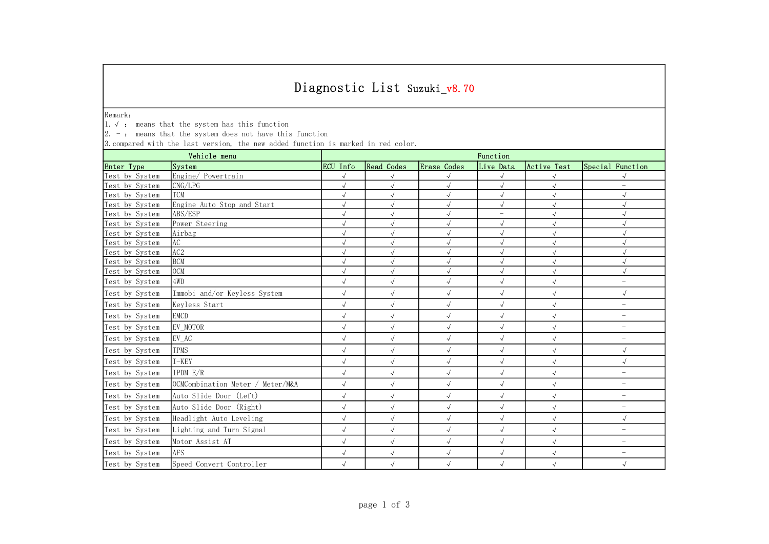# Diagnostic List Suzuki_v8.70

Remark:
1. √ : means that the system has this function
2. – : means that the system does not have this function
3. compared with the last version, the new added function is marked in red color.

| Vehicle menu | | Function | | | | | |
|---|---|---|---|---|---|---|---|
| Enter Type | System | ECU Info | Read Codes | Erase Codes | Live Data | Active Test | Special Function |
| Test by System | Engine/ Powertrain | √ | √ | √ | √ | √ | √ |
| Test by System | CNG/LPG | √ | √ | √ | √ | √ | – |
| Test by System | TCM | √ | √ | √ | √ | √ | √ |
| Test by System | Engine Auto Stop and Start | √ | √ | √ | √ | √ | √ |
| Test by System | ABS/ESP | √ | √ | √ | – | √ | √ |
| Test by System | Power Steering | √ | √ | √ | √ | √ | √ |
| Test by System | Airbag | √ | √ | √ | √ | √ | √ |
| Test by System | AC | √ | √ | √ | √ | √ | √ |
| Test by System | AC2 | √ | √ | √ | √ | √ | √ |
| Test by System | BCM | √ | √ | √ | √ | √ | √ |
| Test by System | OCM | √ | √ | √ | √ | √ | √ |
| Test by System | 4WD | √ | √ | √ | √ | √ | – |
| Test by System | Immobi and/or Keyless System | √ | √ | √ | √ | √ | √ |
| Test by System | Keyless Start | √ | √ | √ | √ | √ | – |
| Test by System | EMCD | √ | √ | √ | √ | √ | – |
| Test by System | EV_MOTOR | √ | √ | √ | √ | √ | – |
| Test by System | EV_AC | √ | √ | √ | √ | √ | – |
| Test by System | TPMS | √ | √ | √ | √ | √ | √ |
| Test by System | I-KEY | √ | √ | √ | √ | √ | √ |
| Test by System | IPDM E/R | √ | √ | √ | √ | √ | – |
| Test by System | OCMCombination Meter / Meter/M&A | √ | √ | √ | √ | √ | – |
| Test by System | Auto Slide Door (Left) | √ | √ | √ | √ | √ | – |
| Test by System | Auto Slide Door (Right) | √ | √ | √ | √ | √ | – |
| Test by System | Headlight Auto Leveling | √ | √ | √ | √ | √ | √ |
| Test by System | Lighting and Turn Signal | √ | √ | √ | √ | √ | – |
| Test by System | Motor Assist AT | √ | √ | √ | √ | √ | – |
| Test by System | AFS | √ | √ | √ | √ | √ | – |
| Test by System | Speed Convert Controller | √ | √ | √ | √ | √ | √ |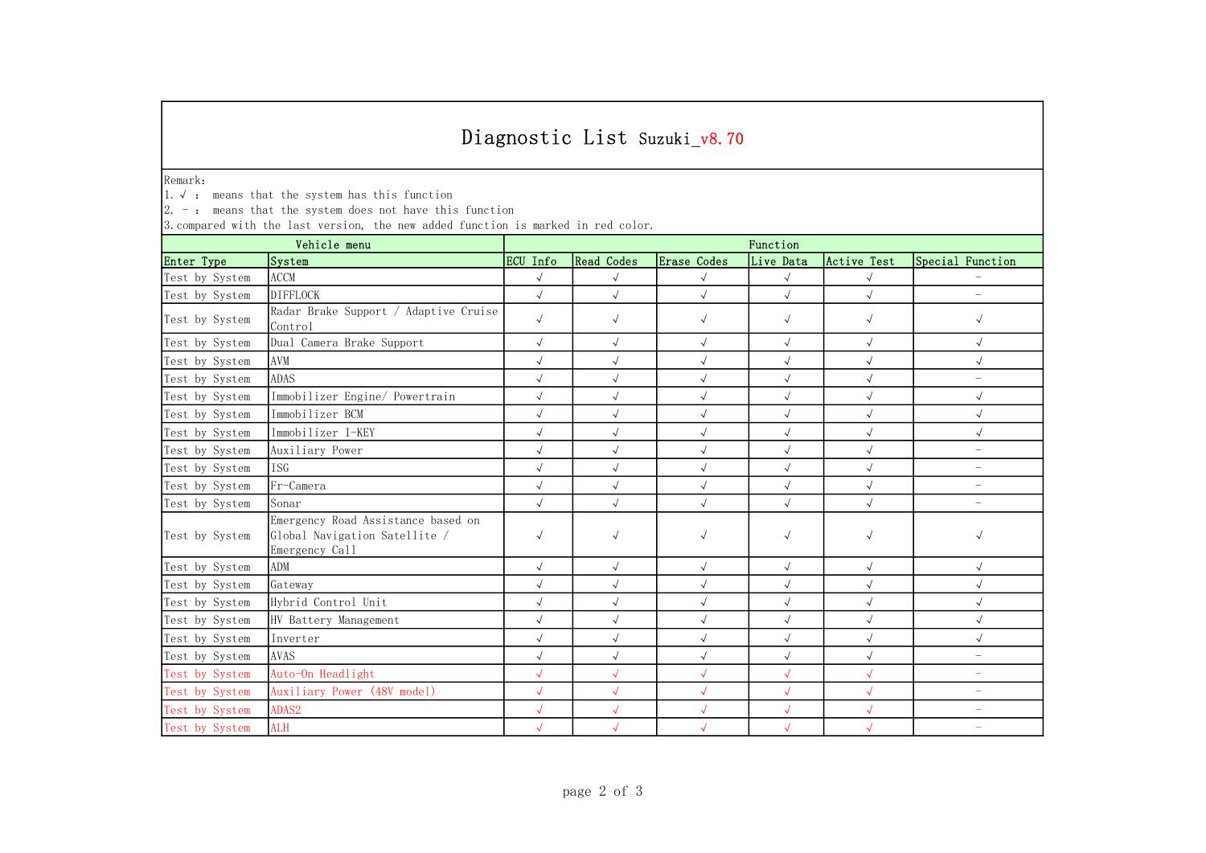# Diagnostic List Suzuki_v8.70

Remark:
1. √ : means that the system has this function
2. – : means that the system does not have this function
3. compared with the last version, the new added function is marked in red color.

| Vehicle menu | | Function | | | | | |
|---|---|---|---|---|---|---|---|
| Enter Type | System | ECU Info | Read Codes | Erase Codes | Live Data | Active Test | Special Function |
| Test by System | ACCM | √ | √ | √ | √ | √ | – |
| Test by System | DIFFLOCK | √ | √ | √ | √ | √ | – |
| Test by System | Radar Brake Support / Adaptive Cruise Control | √ | √ | √ | √ | √ | √ |
| Test by System | Dual Camera Brake Support | √ | √ | √ | √ | √ | √ |
| Test by System | AVM | √ | √ | √ | √ | √ | √ |
| Test by System | ADAS | √ | √ | √ | √ | √ | – |
| Test by System | Immobilizer Engine/ Powertrain | √ | √ | √ | √ | √ | √ |
| Test by System | Immobilizer BCM | √ | √ | √ | √ | √ | √ |
| Test by System | Immobilizer I-KEY | √ | √ | √ | √ | √ | √ |
| Test by System | Auxiliary Power | √ | √ | √ | √ | √ | – |
| Test by System | ISG | √ | √ | √ | √ | √ | – |
| Test by System | Fr-Camera | √ | √ | √ | √ | √ | – |
| Test by System | Sonar | √ | √ | √ | √ | √ | – |
| Test by System | Emergency Road Assistance based on Global Navigation Satellite / Emergency Call | √ | √ | √ | √ | √ | √ |
| Test by System | ADM | √ | √ | √ | √ | √ | √ |
| Test by System | Gateway | √ | √ | √ | √ | √ | √ |
| Test by System | Hybrid Control Unit | √ | √ | √ | √ | √ | √ |
| Test by System | HV Battery Management | √ | √ | √ | √ | √ | √ |
| Test by System | Inverter | √ | √ | √ | √ | √ | √ |
| Test by System | AVAS | √ | √ | √ | √ | √ | – |
| Test by System | Auto-On Headlight | √ | √ | √ | √ | √ | – |
| Test by System | Auxiliary Power (48V model) | √ | √ | √ | √ | √ | – |
| Test by System | ADAS2 | √ | √ | √ | √ | √ | – |
| Test by System | ALH | √ | √ | √ | √ | √ | – |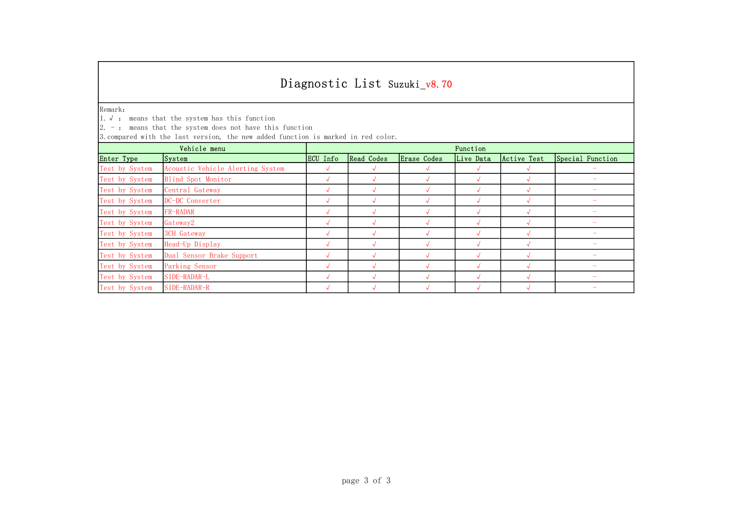# Diagnostic List Suzuki_v8.70

Remark:
1. √ : means that the system has this function
2. - : means that the system does not have this function
3. compared with the last version, the new added function is marked in red color.

| Vehicle menu | | Function | | | | | |
|---|---|---|---|---|---|---|---|
| Enter Type | System | ECU Info | Read Codes | Erase Codes | Live Data | Active Test | Special Function |
| Test by System | Acoustic Vehicle Alerting System | √ | √ | √ | √ | √ | - |
| Test by System | Blind Spot Monitor | √ | √ | √ | √ | √ | - |
| Test by System | Central Gateway | √ | √ | √ | √ | √ | - |
| Test by System | DC-DC Converter | √ | √ | √ | √ | √ | - |
| Test by System | FR-RADAR | √ | √ | √ | √ | √ | - |
| Test by System | Gateway2 | √ | √ | √ | √ | √ | - |
| Test by System | 3CH Gateway | √ | √ | √ | √ | √ | - |
| Test by System | Head-Up Display | √ | √ | √ | √ | √ | - |
| Test by System | Dual Sensor Brake Support | √ | √ | √ | √ | √ | - |
| Test by System | Parking Sensor | √ | √ | √ | √ | √ | - |
| Test by System | SIDE-RADAR-L | √ | √ | √ | √ | √ | - |
| Test by System | SIDE-RADAR-R | √ | √ | √ | √ | √ | - |